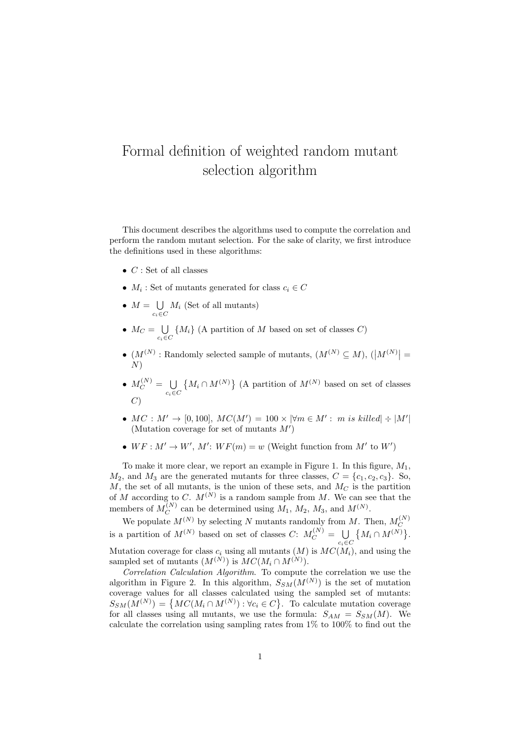# Formal definition of weighted random mutant selection algorithm

This document describes the algorithms used to compute the correlation and perform the random mutant selection. For the sake of clarity, we first introduce the definitions used in these algorithms:

- $C$ : Set of all classes
- $M_i$ : Set of mutants generated for class $c_i \in C$
- $M = \bigcup\limits_{c_i \in C} M_i$ (Set of all mutants)
- $M_C = \bigcup\limits_{c_i \in C} \{M_i\}$ (A partition of $M$ based on set of classes $C$)
- ($M^{(N)}$ : Randomly selected sample of mutants, ($M^{(N)} \subseteq M$), ($|M^{(N)}| = N$)
- $M_C^{(N)} = \bigcup\limits_{c_i \in C} \{M_i \cap M^{(N)}\}$ (A partition of $M^{(N)}$ based on set of classes $C$)
- $MC : M' \to [0, 100]$, $MC(M') = 100 \times |\forall m \in M' : \ m \ is \ killed| \div |M'|$ (Mutation coverage for set of mutants $M'$)
- $WF : M' \to W'$, $M'$: $WF(m) = w$ (Weight function from $M'$ to $W'$)

To make it more clear, we report an example in Figure 1. In this figure, $M_1$, $M_2$, and $M_3$ are the generated mutants for three classes, $C = \{c_1, c_2, c_3\}$. So, $M$, the set of all mutants, is the union of these sets, and $M_C$ is the partition of $M$ according to $C$. $M^{(N)}$ is a random sample from $M$. We can see that the members of $M_C^{(N)}$ can be determined using $M_1$, $M_2$, $M_3$, and $M^{(N)}$.

We populate $M^{(N)}$ by selecting $N$ mutants randomly from $M$. Then, $M_C^{(N)}$ is a partition of $M^{(N)}$ based on set of classes $C$: $M_C^{(N)} = \bigcup\limits_{c_i \in C} \{M_i \cap M^{(N)}\}$. Mutation coverage for class $c_i$ using all mutants ($M$) is $MC(M_i)$, and using the sampled set of mutants ($M^{(N)}$) is $MC(M_i \cap M^{(N)})$.

*Correlation Calculation Algorithm.* To compute the correlation we use the algorithm in Figure 2. In this algorithm, $S_{SM}(M^{(N)})$ is the set of mutation coverage values for all classes calculated using the sampled set of mutants: $S_{SM}(M^{(N)}) = \{MC(M_i \cap M^{(N)}) : \forall c_i \in C\}$. To calculate mutation coverage for all classes using all mutants, we use the formula: $S_{AM} = S_{SM}(M)$. We calculate the correlation using sampling rates from 1% to 100% to find out the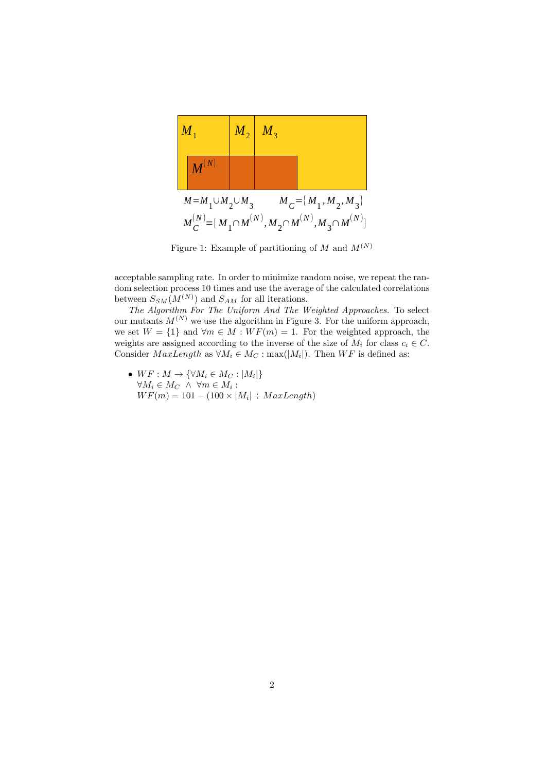$M = M_1 \cup M_2 \cup M_3 \qquad M_C = \{M_1, M_2, M_3\}$

$M_C^{(N)} = \{M_1 \cap M^{(N)}, M_2 \cap M^{(N)}, M_3 \cap M^{(N)}\}$

Figure 1: Example of partitioning of $M$ and $M^{(N)}$

acceptable sampling rate. In order to minimize random noise, we repeat the random selection process 10 times and use the average of the calculated correlations between $S_{SM}(M^{(N)})$ and $S_{AM}$ for all iterations.

*The Algorithm For The Uniform And The Weighted Approaches.* To select our mutants $M^{(N)}$ we use the algorithm in Figure 3. For the uniform approach, we set $W = \{1\}$ and $\forall m \in M : WF(m) = 1$. For the weighted approach, the weights are assigned according to the inverse of the size of $M_i$ for class $c_i \in C$. Consider $MaxLength$ as $\forall M_i \in M_C : \max(|M_i|)$. Then $WF$ is defined as:

- $WF : M \rightarrow \{\forall M_i \in M_C : |M_i|\}$
  $\forall M_i \in M_C \ \wedge \ \forall m \in M_i :$
  $WF(m) = 101 - (100 \times |M_i| \div MaxLength)$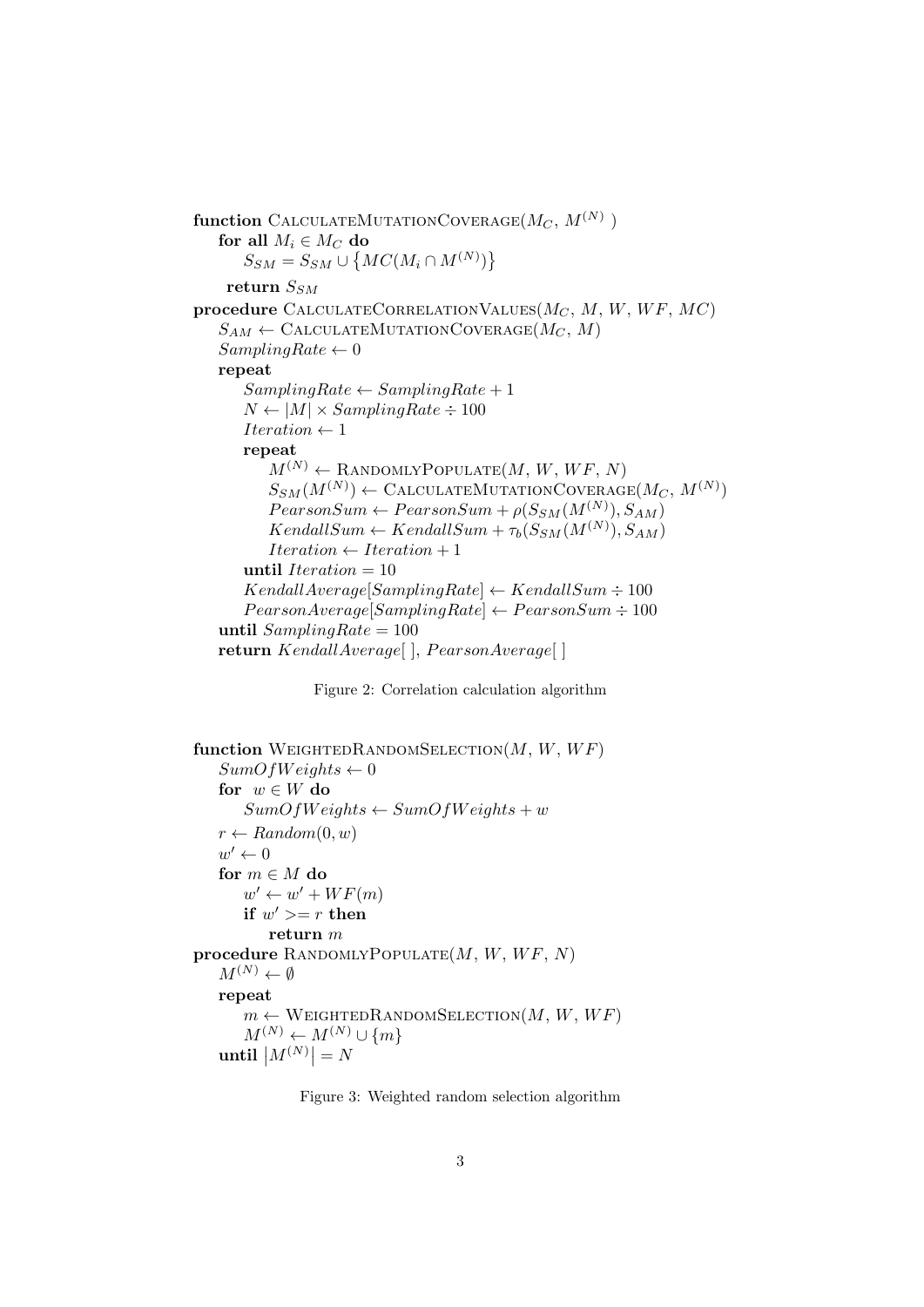```
function CalculateMutationCoverage(M_C, M^(N))
    for all M_i ∈ M_C do
        S_SM = S_SM ∪ {MC(M_i ∩ M^(N))}
    return S_SM
procedure CalculateCorrelationValues(M_C, M, W, WF, MC)
    S_AM ← CalculateMutationCoverage(M_C, M)
    SamplingRate ← 0
    repeat
        SamplingRate ← SamplingRate + 1
        N ← |M| × SamplingRate ÷ 100
        Iteration ← 1
        repeat
            M^(N) ← RandomlyPopulate(M, W, WF, N)
            S_SM(M^(N)) ← CalculateMutationCoverage(M_C, M^(N))
            PearsonSum ← PearsonSum + ρ(S_SM(M^(N)), S_AM)
            KendallSum ← KendallSum + τ_b(S_SM(M^(N)), S_AM)
            Iteration ← Iteration + 1
        until Iteration = 10
        KendallAverage[SamplingRate] ← KendallSum ÷ 100
        PearsonAverage[SamplingRate] ← PearsonSum ÷ 100
    until SamplingRate = 100
    return KendallAverage[ ], PearsonAverage[ ]
```

Figure 2: Correlation calculation algorithm

```
function WeightedRandomSelection(M, W, WF)
    SumOfWeights ← 0
    for w ∈ W do
        SumOfWeights ← SumOfWeights + w
    r ← Random(0, w)
    w' ← 0
    for m ∈ M do
        w' ← w' + WF(m)
        if w' >= r then
            return m
procedure RandomlyPopulate(M, W, WF, N)
    M^(N) ← ∅
    repeat
        m ← WeightedRandomSelection(M, W, WF)
        M^(N) ← M^(N) ∪ {m}
    until |M^(N)| = N
```

Figure 3: Weighted random selection algorithm